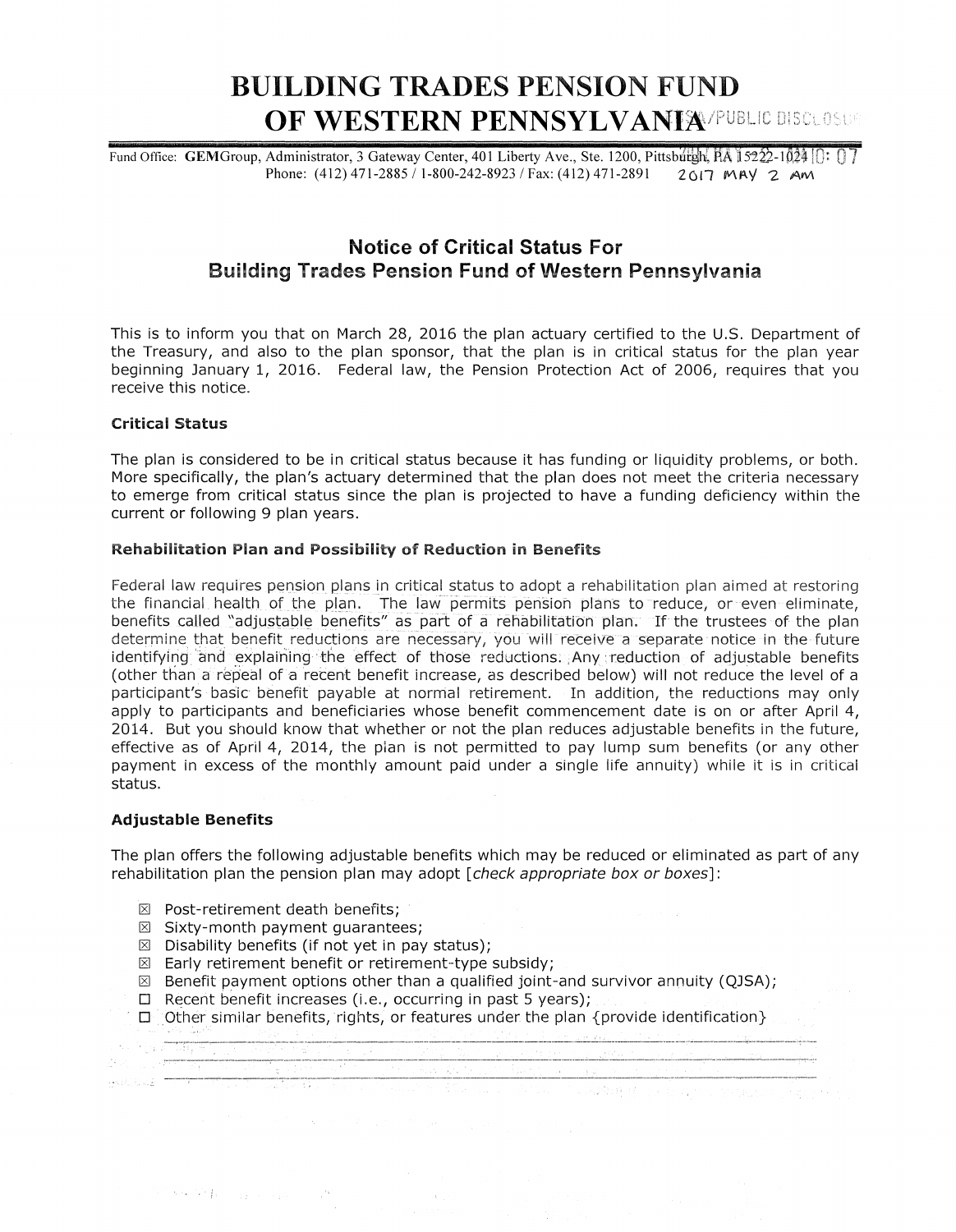# BUILDING TRADES PENSION FUND OF WESTERN PENNSYLVANIA

Fund Office: **GEM**Group, Administrator, 3 Gateway Center, 401 Liberty Ave., Ste. 1200, Pittsburgh, PA 15222-1024
Phone: (412) 471-2885 / 1-800-242-8923 / Fax: (412) 471-2891

2017 MAY 2 AM 10:07

## Notice of Critical Status For Building Trades Pension Fund of Western Pennsylvania

This is to inform you that on March 28, 2016 the plan actuary certified to the U.S. Department of the Treasury, and also to the plan sponsor, that the plan is in critical status for the plan year beginning January 1, 2016. Federal law, the Pension Protection Act of 2006, requires that you receive this notice.

### Critical Status

The plan is considered to be in critical status because it has funding or liquidity problems, or both. More specifically, the plan's actuary determined that the plan does not meet the criteria necessary to emerge from critical status since the plan is projected to have a funding deficiency within the current or following 9 plan years.

### Rehabilitation Plan and Possibility of Reduction in Benefits

Federal law requires pension plans in critical status to adopt a rehabilitation plan aimed at restoring the financial health of the plan. The law permits pension plans to reduce, or even eliminate, benefits called "adjustable benefits" as part of a rehabilitation plan. If the trustees of the plan determine that benefit reductions are necessary, you will receive a separate notice in the future identifying and explaining the effect of those reductions. Any reduction of adjustable benefits (other than a repeal of a recent benefit increase, as described below) will not reduce the level of a participant's basic benefit payable at normal retirement. In addition, the reductions may only apply to participants and beneficiaries whose benefit commencement date is on or after April 4, 2014. But you should know that whether or not the plan reduces adjustable benefits in the future, effective as of April 4, 2014, the plan is not permitted to pay lump sum benefits (or any other payment in excess of the monthly amount paid under a single life annuity) while it is in critical status.

### Adjustable Benefits

The plan offers the following adjustable benefits which may be reduced or eliminated as part of any rehabilitation plan the pension plan may adopt [*check appropriate box or boxes*]:

- ☒ Post-retirement death benefits;
- ☒ Sixty-month payment guarantees;
- ☒ Disability benefits (if not yet in pay status);
- ☒ Early retirement benefit or retirement-type subsidy;
- ☒ Benefit payment options other than a qualified joint-and survivor annuity (QJSA);
- ☐ Recent benefit increases (i.e., occurring in past 5 years);
- ☐ Other similar benefits, rights, or features under the plan {provide identification}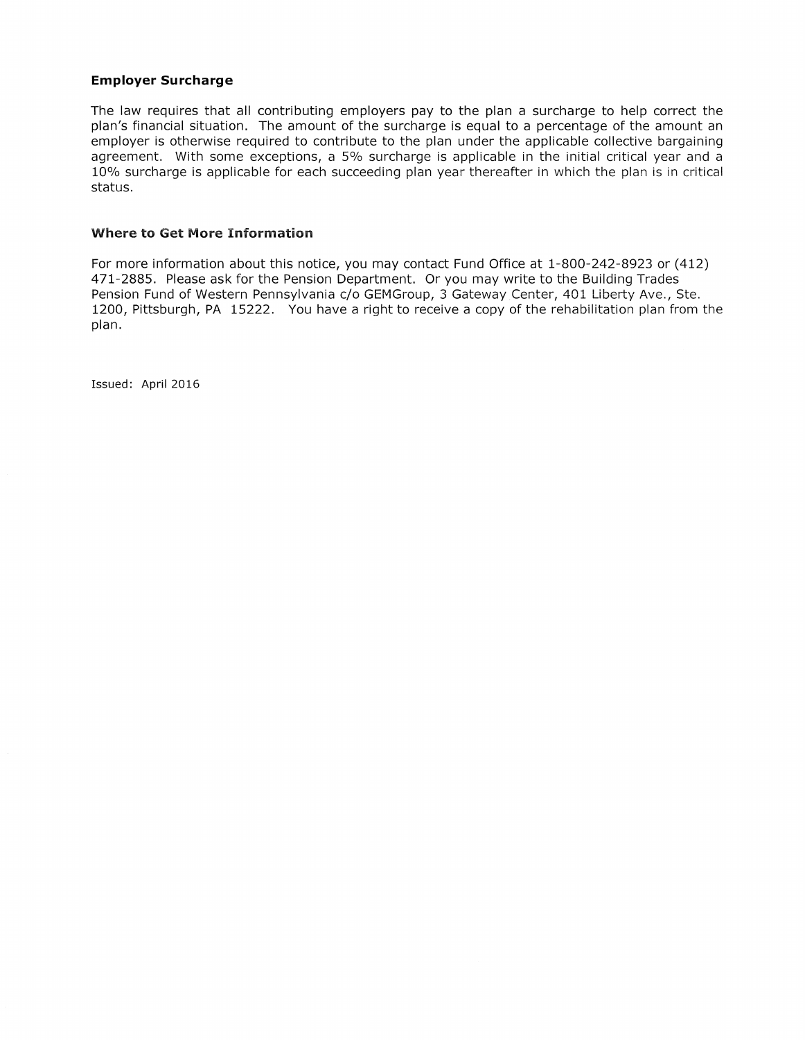### Employer Surcharge

The law requires that all contributing employers pay to the plan a surcharge to help correct the plan's financial situation. The amount of the surcharge is equal to a percentage of the amount an employer is otherwise required to contribute to the plan under the applicable collective bargaining agreement. With some exceptions, a 5% surcharge is applicable in the initial critical year and a 10% surcharge is applicable for each succeeding plan year thereafter in which the plan is in critical status.

### Where to Get More Information

For more information about this notice, you may contact Fund Office at 1-800-242-8923 or (412) 471-2885. Please ask for the Pension Department. Or you may write to the Building Trades Pension Fund of Western Pennsylvania c/o GEMGroup, 3 Gateway Center, 401 Liberty Ave., Ste. 1200, Pittsburgh, PA 15222. You have a right to receive a copy of the rehabilitation plan from the plan.

Issued: April 2016